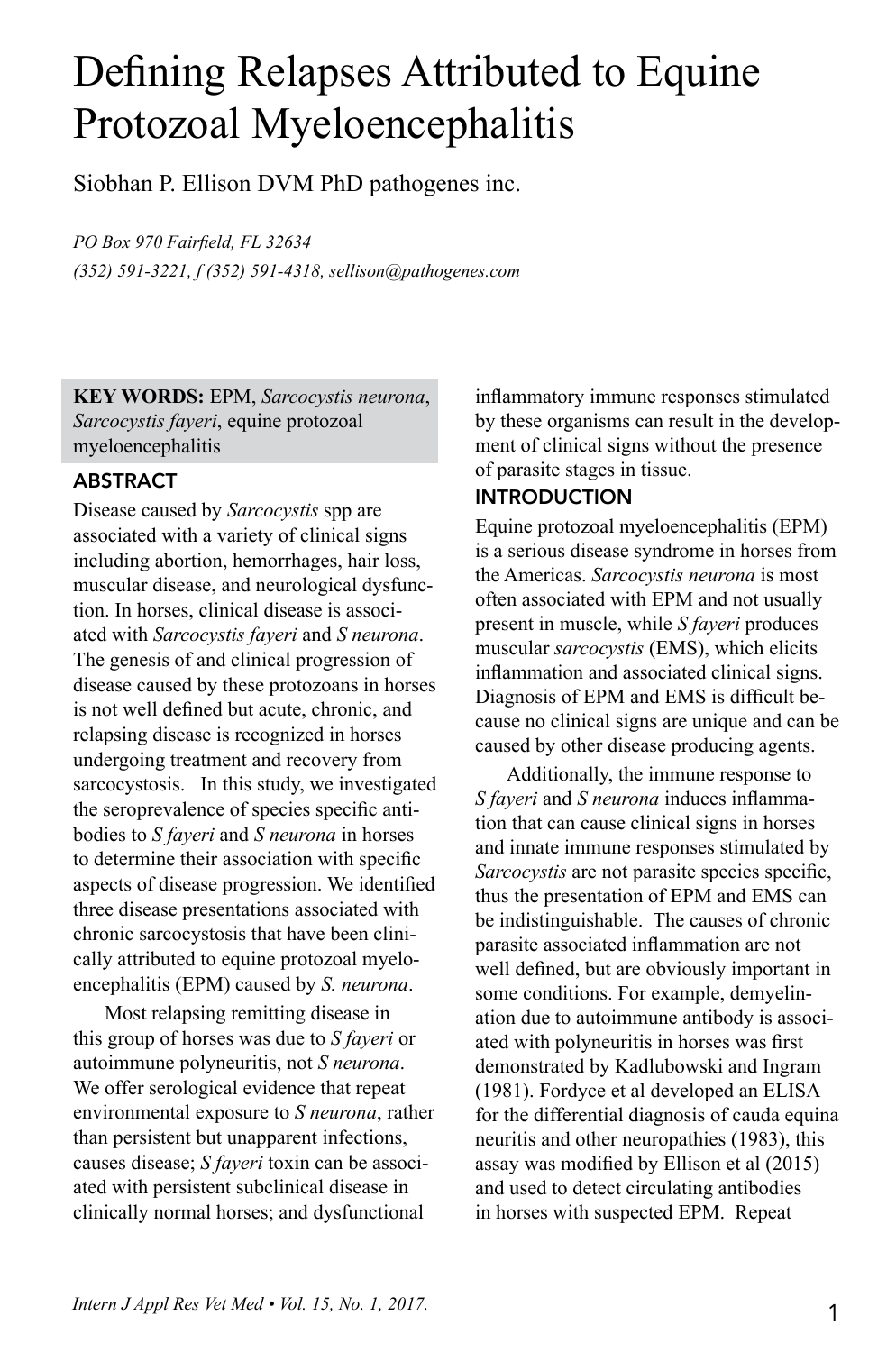# Defining Relapses Attributed to Equine Protozoal Myeloencephalitis

Siobhan P. Ellison DVM PhD pathogenes inc.

*PO Box 970 Fairfield, FL 32634*
*(352) 591-3221, f (352) 591-4318, sellison@pathogenes.com*

**KEY WORDS:** EPM, *Sarcocystis neurona*, *Sarcocystis fayeri*, equine protozoal myeloencephalitis

## ABSTRACT

Disease caused by *Sarcocystis* spp are associated with a variety of clinical signs including abortion, hemorrhages, hair loss, muscular disease, and neurological dysfunction. In horses, clinical disease is associated with *Sarcocystis fayeri* and *S neurona*. The genesis of and clinical progression of disease caused by these protozoans in horses is not well defined but acute, chronic, and relapsing disease is recognized in horses undergoing treatment and recovery from sarcocystosis. In this study, we investigated the seroprevalence of species specific antibodies to *S fayeri* and *S neurona* in horses to determine their association with specific aspects of disease progression. We identified three disease presentations associated with chronic sarcocystosis that have been clinically attributed to equine protozoal myeloencephalitis (EPM) caused by *S. neurona*.

Most relapsing remitting disease in this group of horses was due to *S fayeri* or autoimmune polyneuritis, not *S neurona*. We offer serological evidence that repeat environmental exposure to *S neurona*, rather than persistent but unapparent infections, causes disease; *S fayeri* toxin can be associated with persistent subclinical disease in clinically normal horses; and dysfunctional inflammatory immune responses stimulated by these organisms can result in the development of clinical signs without the presence of parasite stages in tissue.

## INTRODUCTION

Equine protozoal myeloencephalitis (EPM) is a serious disease syndrome in horses from the Americas. *Sarcocystis neurona* is most often associated with EPM and not usually present in muscle, while *S fayeri* produces muscular *sarcocystis* (EMS), which elicits inflammation and associated clinical signs. Diagnosis of EPM and EMS is difficult because no clinical signs are unique and can be caused by other disease producing agents.

Additionally, the immune response to *S fayeri* and *S neurona* induces inflammation that can cause clinical signs in horses and innate immune responses stimulated by *Sarcocystis* are not parasite species specific, thus the presentation of EPM and EMS can be indistinguishable. The causes of chronic parasite associated inflammation are not well defined, but are obviously important in some conditions. For example, demyelination due to autoimmune antibody is associated with polyneuritis in horses was first demonstrated by Kadlubowski and Ingram (1981). Fordyce et al developed an ELISA for the differential diagnosis of cauda equina neuritis and other neuropathies (1983), this assay was modified by Ellison et al (2015) and used to detect circulating antibodies in horses with suspected EPM. Repeat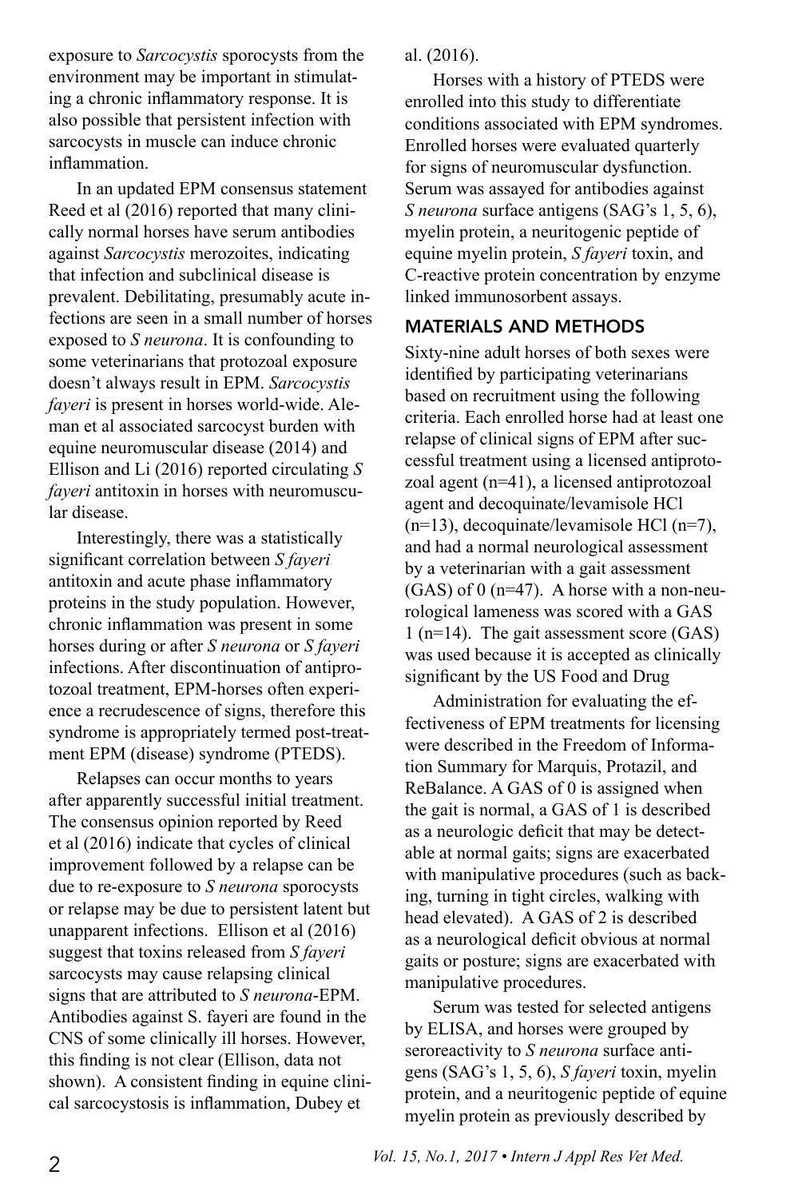exposure to *Sarcocystis* sporocysts from the environment may be important in stimulating a chronic inflammatory response. It is also possible that persistent infection with sarcocysts in muscle can induce chronic inflammation.

In an updated EPM consensus statement Reed et al (2016) reported that many clinically normal horses have serum antibodies against *Sarcocystis* merozoites, indicating that infection and subclinical disease is prevalent. Debilitating, presumably acute infections are seen in a small number of horses exposed to *S neurona*. It is confounding to some veterinarians that protozoal exposure doesn't always result in EPM. *Sarcocystis fayeri* is present in horses world-wide. Aleman et al associated sarcocyst burden with equine neuromuscular disease (2014) and Ellison and Li (2016) reported circulating *S fayeri* antitoxin in horses with neuromuscular disease.

Interestingly, there was a statistically significant correlation between *S fayeri* antitoxin and acute phase inflammatory proteins in the study population. However, chronic inflammation was present in some horses during or after *S neurona* or *S fayeri* infections. After discontinuation of antiprotozoal treatment, EPM-horses often experience a recrudescence of signs, therefore this syndrome is appropriately termed post-treatment EPM (disease) syndrome (PTEDS).

Relapses can occur months to years after apparently successful initial treatment. The consensus opinion reported by Reed et al (2016) indicate that cycles of clinical improvement followed by a relapse can be due to re-exposure to *S neurona* sporocysts or relapse may be due to persistent latent but unapparent infections. Ellison et al (2016) suggest that toxins released from *S fayeri* sarcocysts may cause relapsing clinical signs that are attributed to *S neurona*-EPM. Antibodies against S. fayeri are found in the CNS of some clinically ill horses. However, this finding is not clear (Ellison, data not shown). A consistent finding in equine clinical sarcocystosis is inflammation, Dubey et al. (2016).

Horses with a history of PTEDS were enrolled into this study to differentiate conditions associated with EPM syndromes. Enrolled horses were evaluated quarterly for signs of neuromuscular dysfunction. Serum was assayed for antibodies against *S neurona* surface antigens (SAG's 1, 5, 6), myelin protein, a neuritogenic peptide of equine myelin protein, *S fayeri* toxin, and C-reactive protein concentration by enzyme linked immunosorbent assays.

## MATERIALS AND METHODS

Sixty-nine adult horses of both sexes were identified by participating veterinarians based on recruitment using the following criteria. Each enrolled horse had at least one relapse of clinical signs of EPM after successful treatment using a licensed antiprotozoal agent (n=41), a licensed antiprotozoal agent and decoquinate/levamisole HCl (n=13), decoquinate/levamisole HCl (n=7), and had a normal neurological assessment by a veterinarian with a gait assessment (GAS) of 0 (n=47). A horse with a non-neurological lameness was scored with a GAS 1 (n=14). The gait assessment score (GAS) was used because it is accepted as clinically significant by the US Food and Drug Administration for evaluating the effectiveness of EPM treatments for licensing were described in the Freedom of Information Summary for Marquis, Protazil, and ReBalance. A GAS of 0 is assigned when the gait is normal, a GAS of 1 is described as a neurologic deficit that may be detectable at normal gaits; signs are exacerbated with manipulative procedures (such as backing, turning in tight circles, walking with head elevated). A GAS of 2 is described as a neurological deficit obvious at normal gaits or posture; signs are exacerbated with manipulative procedures.

Serum was tested for selected antigens by ELISA, and horses were grouped by seroreactivity to *S neurona* surface antigens (SAG's 1, 5, 6), *S fayeri* toxin, myelin protein, and a neuritogenic peptide of equine myelin protein as previously described by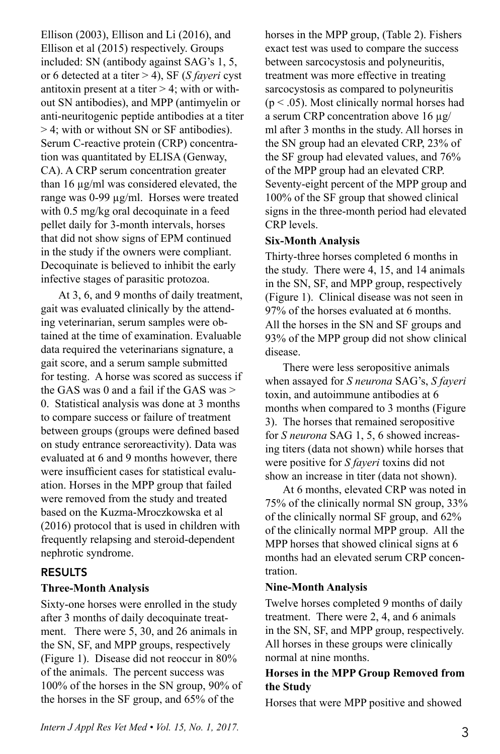Ellison (2003), Ellison and Li (2016), and Ellison et al (2015) respectively. Groups included: SN (antibody against SAG's 1, 5, or 6 detected at a titer > 4), SF (*S fayeri* cyst antitoxin present at a titer > 4; with or without SN antibodies), and MPP (antimyelin or anti-neuritogenic peptide antibodies at a titer > 4; with or without SN or SF antibodies). Serum C-reactive protein (CRP) concentration was quantitated by ELISA (Genway, CA). A CRP serum concentration greater than 16 µg/ml was considered elevated, the range was 0-99 µg/ml. Horses were treated with 0.5 mg/kg oral decoquinate in a feed pellet daily for 3-month intervals, horses that did not show signs of EPM continued in the study if the owners were compliant. Decoquinate is believed to inhibit the early infective stages of parasitic protozoa.

At 3, 6, and 9 months of daily treatment, gait was evaluated clinically by the attending veterinarian, serum samples were obtained at the time of examination. Evaluable data required the veterinarians signature, a gait score, and a serum sample submitted for testing. A horse was scored as success if the GAS was 0 and a fail if the GAS was > 0. Statistical analysis was done at 3 months to compare success or failure of treatment between groups (groups were defined based on study entrance seroreactivity). Data was evaluated at 6 and 9 months however, there were insufficient cases for statistical evaluation. Horses in the MPP group that failed were removed from the study and treated based on the Kuzma-Mroczkowska et al (2016) protocol that is used in children with frequently relapsing and steroid-dependent nephrotic syndrome.

## RESULTS

### Three-Month Analysis

Sixty-one horses were enrolled in the study after 3 months of daily decoquinate treatment. There were 5, 30, and 26 animals in the SN, SF, and MPP groups, respectively (Figure 1). Disease did not reoccur in 80% of the animals. The percent success was 100% of the horses in the SN group, 90% of the horses in the SF group, and 65% of the horses in the MPP group, (Table 2). Fishers exact test was used to compare the success between sarcocystosis and polyneuritis, treatment was more effective in treating sarcocystosis as compared to polyneuritis ($p < .05$). Most clinically normal horses had a serum CRP concentration above 16 µg/ml after 3 months in the study. All horses in the SN group had an elevated CRP, 23% of the SF group had elevated values, and 76% of the MPP group had an elevated CRP. Seventy-eight percent of the MPP group and 100% of the SF group that showed clinical signs in the three-month period had elevated CRP levels.

### Six-Month Analysis

Thirty-three horses completed 6 months in the study. There were 4, 15, and 14 animals in the SN, SF, and MPP group, respectively (Figure 1). Clinical disease was not seen in 97% of the horses evaluated at 6 months. All the horses in the SN and SF groups and 93% of the MPP group did not show clinical disease.

There were less seropositive animals when assayed for *S neurona* SAG's, *S fayeri* toxin, and autoimmune antibodies at 6 months when compared to 3 months (Figure 3). The horses that remained seropositive for *S neurona* SAG 1, 5, 6 showed increasing titers (data not shown) while horses that were positive for *S fayeri* toxins did not show an increase in titer (data not shown).

At 6 months, elevated CRP was noted in 75% of the clinically normal SN group, 33% of the clinically normal SF group, and 62% of the clinically normal MPP group. All the MPP horses that showed clinical signs at 6 months had an elevated serum CRP concentration.

### Nine-Month Analysis

Twelve horses completed 9 months of daily treatment. There were 2, 4, and 6 animals in the SN, SF, and MPP group, respectively. All horses in these groups were clinically normal at nine months.

### Horses in the MPP Group Removed from the Study

Horses that were MPP positive and showed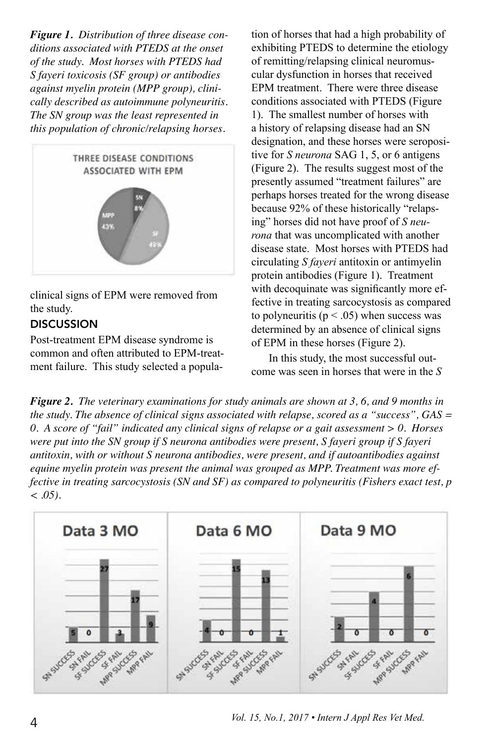*Figure 1. Distribution of three disease conditions associated with PTEDS at the onset of the study. Most horses with PTEDS had S fayeri toxicosis (SF group) or antibodies against myelin protein (MPP group), clinically described as autoimmune polyneuritis. The SN group was the least represented in this population of chronic/relapsing horses.*

clinical signs of EPM were removed from the study.

## DISCUSSION

Post-treatment EPM disease syndrome is common and often attributed to EPM-treatment failure. This study selected a population of horses that had a high probability of exhibiting PTEDS to determine the etiology of remitting/relapsing clinical neuromuscular dysfunction in horses that received EPM treatment. There were three disease conditions associated with PTEDS (Figure 1). The smallest number of horses with a history of relapsing disease had an SN designation, and these horses were seropositive for *S neurona* SAG 1, 5, or 6 antigens (Figure 2). The results suggest most of the presently assumed "treatment failures" are perhaps horses treated for the wrong disease because 92% of these historically "relapsing" horses did not have proof of *S neurona* that was uncomplicated with another disease state. Most horses with PTEDS had circulating *S fayeri* antitoxin or antimyelin protein antibodies (Figure 1). Treatment with decoquinate was significantly more effective in treating sarcocystosis as compared to polyneuritis ($p < .05$) when success was determined by an absence of clinical signs of EPM in these horses (Figure 2).

In this study, the most successful outcome was seen in horses that were in the *S*

*Figure 2. The veterinary examinations for study animals are shown at 3, 6, and 9 months in the study. The absence of clinical signs associated with relapse, scored as a "success", GAS = 0. A score of "fail" indicated any clinical signs of relapse or a gait assessment > 0. Horses were put into the SN group if S neurona antibodies were present, S fayeri group if S fayeri antitoxin, with or without S neurona antibodies, were present, and if autoantibodies against equine myelin protein was present the animal was grouped as MPP. Treatment was more effective in treating sarcocystosis (SN and SF) as compared to polyneuritis (Fishers exact test, p < .05).*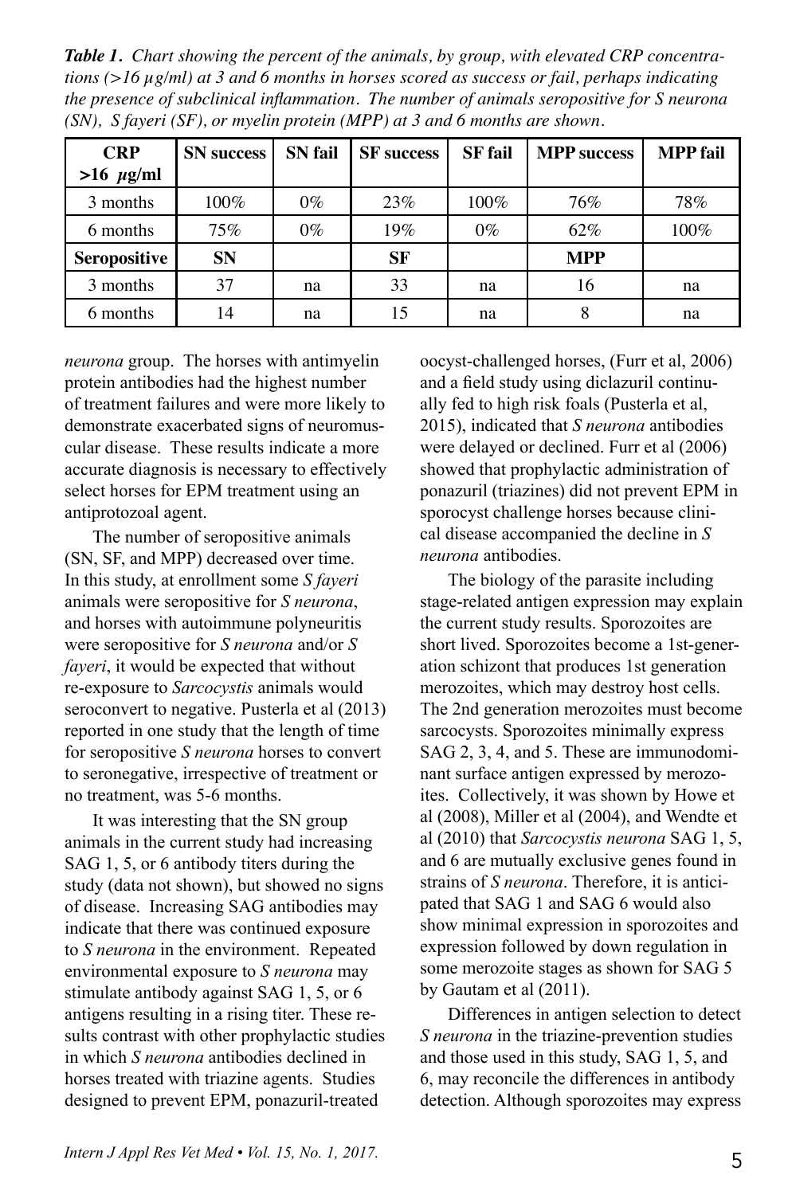***Table 1.** Chart showing the percent of the animals, by group, with elevated CRP concentrations (>16 µg/ml) at 3 and 6 months in horses scored as success or fail, perhaps indicating the presence of subclinical inflammation. The number of animals seropositive for S neurona (SN), S fayeri (SF), or myelin protein (MPP) at 3 and 6 months are shown.*

| **CRP >16 µg/ml** | **SN success** | **SN fail** | **SF success** | **SF fail** | **MPP success** | **MPP fail** |
|---|---|---|---|---|---|---|
| 3 months | 100% | 0% | 23% | 100% | 76% | 78% |
| 6 months | 75% | 0% | 19% | 0% | 62% | 100% |
| **Seropositive** | **SN** | | **SF** | | **MPP** | |
| 3 months | 37 | na | 33 | na | 16 | na |
| 6 months | 14 | na | 15 | na | 8 | na |

*neurona* group. The horses with antimyelin protein antibodies had the highest number of treatment failures and were more likely to demonstrate exacerbated signs of neuromuscular disease. These results indicate a more accurate diagnosis is necessary to effectively select horses for EPM treatment using an antiprotozoal agent.

The number of seropositive animals (SN, SF, and MPP) decreased over time. In this study, at enrollment some *S fayeri* animals were seropositive for *S neurona*, and horses with autoimmune polyneuritis were seropositive for *S neurona* and/or *S fayeri*, it would be expected that without re-exposure to *Sarcocystis* animals would seroconvert to negative. Pusterla et al (2013) reported in one study that the length of time for seropositive *S neurona* horses to convert to seronegative, irrespective of treatment or no treatment, was 5-6 months.

It was interesting that the SN group animals in the current study had increasing SAG 1, 5, or 6 antibody titers during the study (data not shown), but showed no signs of disease. Increasing SAG antibodies may indicate that there was continued exposure to *S neurona* in the environment. Repeated environmental exposure to *S neurona* may stimulate antibody against SAG 1, 5, or 6 antigens resulting in a rising titer. These results contrast with other prophylactic studies in which *S neurona* antibodies declined in horses treated with triazine agents. Studies designed to prevent EPM, ponazuril-treated oocyst-challenged horses, (Furr et al, 2006) and a field study using diclazuril continually fed to high risk foals (Pusterla et al, 2015), indicated that *S neurona* antibodies were delayed or declined. Furr et al (2006) showed that prophylactic administration of ponazuril (triazines) did not prevent EPM in sporocyst challenge horses because clinical disease accompanied the decline in *S neurona* antibodies.

The biology of the parasite including stage-related antigen expression may explain the current study results. Sporozoites are short lived. Sporozoites become a 1st-generation schizont that produces 1st generation merozoites, which may destroy host cells. The 2nd generation merozoites must become sarcocysts. Sporozoites minimally express SAG 2, 3, 4, and 5. These are immunodominant surface antigen expressed by merozoites. Collectively, it was shown by Howe et al (2008), Miller et al (2004), and Wendte et al (2010) that *Sarcocystis neurona* SAG 1, 5, and 6 are mutually exclusive genes found in strains of *S neurona*. Therefore, it is anticipated that SAG 1 and SAG 6 would also show minimal expression in sporozoites and expression followed by down regulation in some merozoite stages as shown for SAG 5 by Gautam et al (2011).

Differences in antigen selection to detect *S neurona* in the triazine-prevention studies and those used in this study, SAG 1, 5, and 6, may reconcile the differences in antibody detection. Although sporozoites may express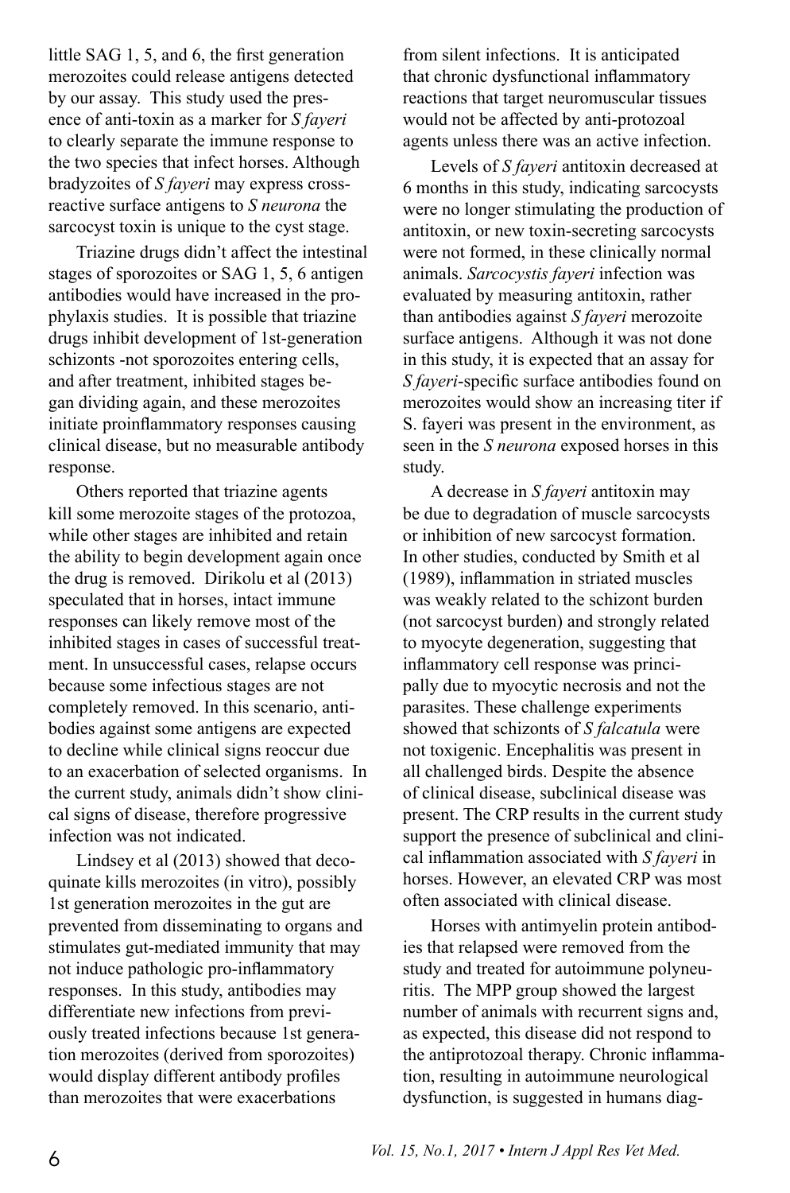little SAG 1, 5, and 6, the first generation merozoites could release antigens detected by our assay. This study used the presence of anti-toxin as a marker for *S fayeri* to clearly separate the immune response to the two species that infect horses. Although bradyzoites of *S fayeri* may express cross-reactive surface antigens to *S neurona* the sarcocyst toxin is unique to the cyst stage.

Triazine drugs didn't affect the intestinal stages of sporozoites or SAG 1, 5, 6 antigen antibodies would have increased in the prophylaxis studies. It is possible that triazine drugs inhibit development of 1st-generation schizonts -not sporozoites entering cells, and after treatment, inhibited stages began dividing again, and these merozoites initiate proinflammatory responses causing clinical disease, but no measurable antibody response.

Others reported that triazine agents kill some merozoite stages of the protozoa, while other stages are inhibited and retain the ability to begin development again once the drug is removed. Dirikolu et al (2013) speculated that in horses, intact immune responses can likely remove most of the inhibited stages in cases of successful treatment. In unsuccessful cases, relapse occurs because some infectious stages are not completely removed. In this scenario, antibodies against some antigens are expected to decline while clinical signs reoccur due to an exacerbation of selected organisms. In the current study, animals didn't show clinical signs of disease, therefore progressive infection was not indicated.

Lindsey et al (2013) showed that decoquinate kills merozoites (in vitro), possibly 1st generation merozoites in the gut are prevented from disseminating to organs and stimulates gut-mediated immunity that may not induce pathologic pro-inflammatory responses. In this study, antibodies may differentiate new infections from previously treated infections because 1st generation merozoites (derived from sporozoites) would display different antibody profiles than merozoites that were exacerbations from silent infections. It is anticipated that chronic dysfunctional inflammatory reactions that target neuromuscular tissues would not be affected by anti-protozoal agents unless there was an active infection.

Levels of *S fayeri* antitoxin decreased at 6 months in this study, indicating sarcocysts were no longer stimulating the production of antitoxin, or new toxin-secreting sarcocysts were not formed, in these clinically normal animals. *Sarcocystis fayeri* infection was evaluated by measuring antitoxin, rather than antibodies against *S fayeri* merozoite surface antigens. Although it was not done in this study, it is expected that an assay for *S fayeri*-specific surface antibodies found on merozoites would show an increasing titer if S. fayeri was present in the environment, as seen in the *S neurona* exposed horses in this study.

A decrease in *S fayeri* antitoxin may be due to degradation of muscle sarcocysts or inhibition of new sarcocyst formation. In other studies, conducted by Smith et al (1989), inflammation in striated muscles was weakly related to the schizont burden (not sarcocyst burden) and strongly related to myocyte degeneration, suggesting that inflammatory cell response was principally due to myocytic necrosis and not the parasites. These challenge experiments showed that schizonts of *S falcatula* were not toxigenic. Encephalitis was present in all challenged birds. Despite the absence of clinical disease, subclinical disease was present. The CRP results in the current study support the presence of subclinical and clinical inflammation associated with *S fayeri* in horses. However, an elevated CRP was most often associated with clinical disease.

Horses with antimyelin protein antibodies that relapsed were removed from the study and treated for autoimmune polyneuritis. The MPP group showed the largest number of animals with recurrent signs and, as expected, this disease did not respond to the antiprotozoal therapy. Chronic inflammation, resulting in autoimmune neurological dysfunction, is suggested in humans diag-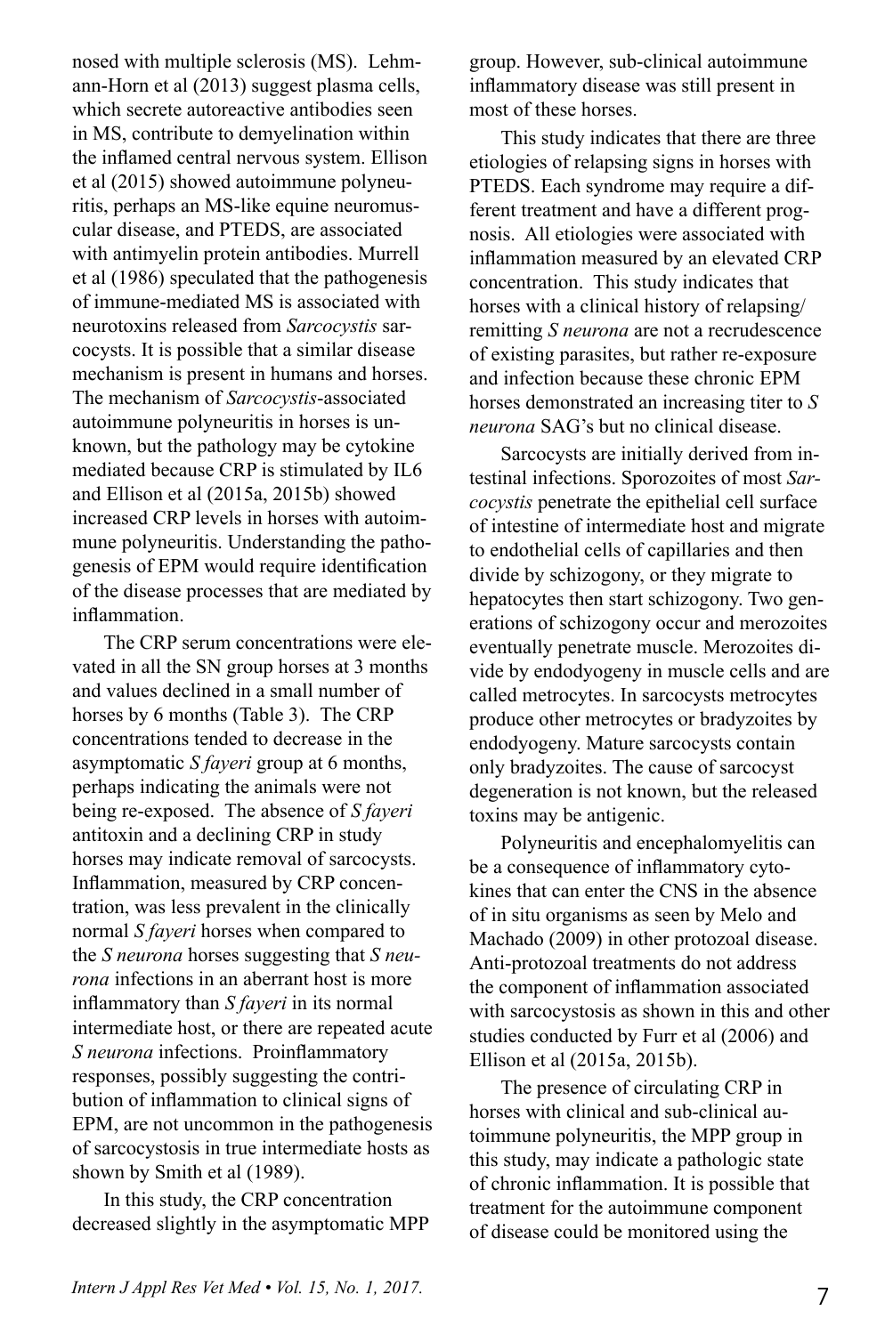nosed with multiple sclerosis (MS). Lehmann-Horn et al (2013) suggest plasma cells, which secrete autoreactive antibodies seen in MS, contribute to demyelination within the inflamed central nervous system. Ellison et al (2015) showed autoimmune polyneuritis, perhaps an MS-like equine neuromuscular disease, and PTEDS, are associated with antimyelin protein antibodies. Murrell et al (1986) speculated that the pathogenesis of immune-mediated MS is associated with neurotoxins released from *Sarcocystis* sarcocysts. It is possible that a similar disease mechanism is present in humans and horses. The mechanism of *Sarcocystis*-associated autoimmune polyneuritis in horses is unknown, but the pathology may be cytokine mediated because CRP is stimulated by IL6 and Ellison et al (2015a, 2015b) showed increased CRP levels in horses with autoimmune polyneuritis. Understanding the pathogenesis of EPM would require identification of the disease processes that are mediated by inflammation.

The CRP serum concentrations were elevated in all the SN group horses at 3 months and values declined in a small number of horses by 6 months (Table 3). The CRP concentrations tended to decrease in the asymptomatic *S fayeri* group at 6 months, perhaps indicating the animals were not being re-exposed. The absence of *S fayeri* antitoxin and a declining CRP in study horses may indicate removal of sarcocysts. Inflammation, measured by CRP concentration, was less prevalent in the clinically normal *S fayeri* horses when compared to the *S neurona* horses suggesting that *S neurona* infections in an aberrant host is more inflammatory than *S fayeri* in its normal intermediate host, or there are repeated acute *S neurona* infections. Proinflammatory responses, possibly suggesting the contribution of inflammation to clinical signs of EPM, are not uncommon in the pathogenesis of sarcocystosis in true intermediate hosts as shown by Smith et al (1989).

In this study, the CRP concentration decreased slightly in the asymptomatic MPP group. However, sub-clinical autoimmune inflammatory disease was still present in most of these horses.

This study indicates that there are three etiologies of relapsing signs in horses with PTEDS. Each syndrome may require a different treatment and have a different prognosis. All etiologies were associated with inflammation measured by an elevated CRP concentration. This study indicates that horses with a clinical history of relapsing/remitting *S neurona* are not a recrudescence of existing parasites, but rather re-exposure and infection because these chronic EPM horses demonstrated an increasing titer to *S neurona* SAG's but no clinical disease.

Sarcocysts are initially derived from intestinal infections. Sporozoites of most *Sarcocystis* penetrate the epithelial cell surface of intestine of intermediate host and migrate to endothelial cells of capillaries and then divide by schizogony, or they migrate to hepatocytes then start schizogony. Two generations of schizogony occur and merozoites eventually penetrate muscle. Merozoites divide by endodyogeny in muscle cells and are called metrocytes. In sarcocysts metrocytes produce other metrocytes or bradyzoites by endodyogeny. Mature sarcocysts contain only bradyzoites. The cause of sarcocyst degeneration is not known, but the released toxins may be antigenic.

Polyneuritis and encephalomyelitis can be a consequence of inflammatory cytokines that can enter the CNS in the absence of in situ organisms as seen by Melo and Machado (2009) in other protozoal disease. Anti-protozoal treatments do not address the component of inflammation associated with sarcocystosis as shown in this and other studies conducted by Furr et al (2006) and Ellison et al (2015a, 2015b).

The presence of circulating CRP in horses with clinical and sub-clinical autoimmune polyneuritis, the MPP group in this study, may indicate a pathologic state of chronic inflammation. It is possible that treatment for the autoimmune component of disease could be monitored using the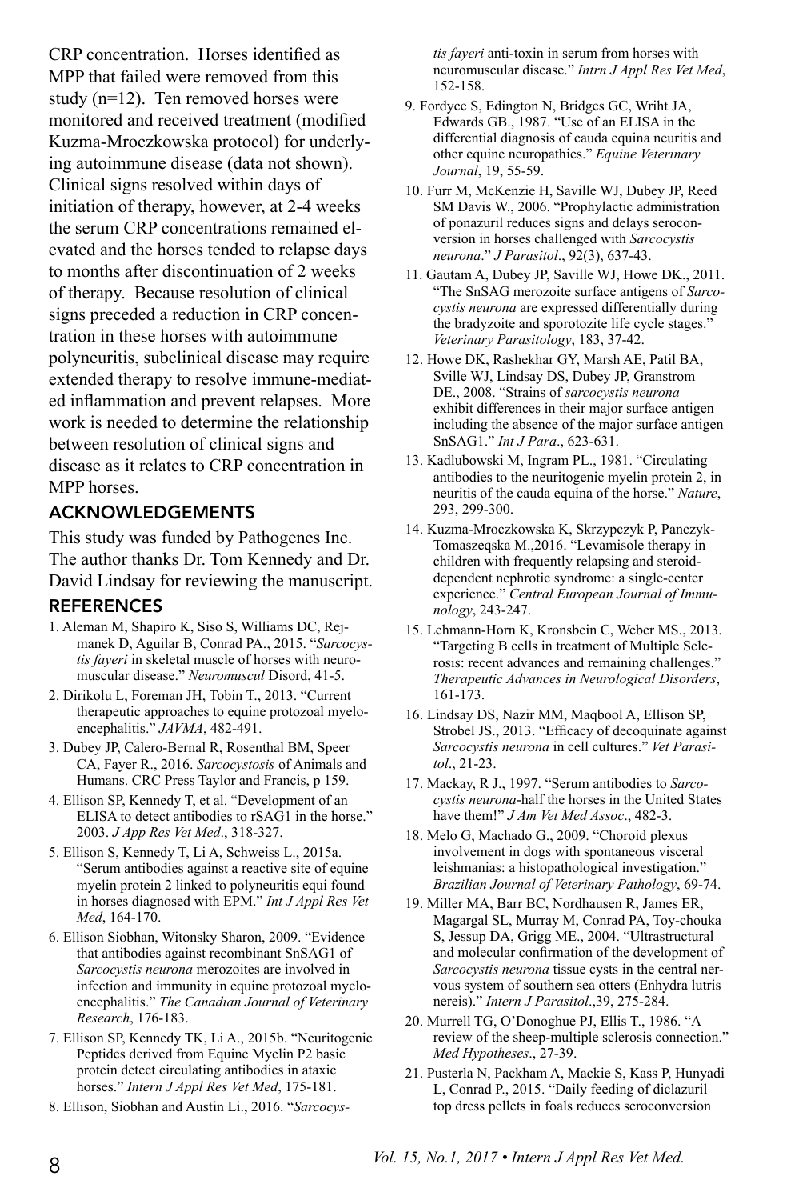CRP concentration. Horses identified as MPP that failed were removed from this study (n=12). Ten removed horses were monitored and received treatment (modified Kuzma-Mroczkowska protocol) for underlying autoimmune disease (data not shown). Clinical signs resolved within days of initiation of therapy, however, at 2-4 weeks the serum CRP concentrations remained elevated and the horses tended to relapse days to months after discontinuation of 2 weeks of therapy. Because resolution of clinical signs preceded a reduction in CRP concentration in these horses with autoimmune polyneuritis, subclinical disease may require extended therapy to resolve immune-mediated inflammation and prevent relapses. More work is needed to determine the relationship between resolution of clinical signs and disease as it relates to CRP concentration in MPP horses.

## ACKNOWLEDGEMENTS

This study was funded by Pathogenes Inc. The author thanks Dr. Tom Kennedy and Dr. David Lindsay for reviewing the manuscript.

## REFERENCES

1. Aleman M, Shapiro K, Siso S, Williams DC, Rejmanek D, Aguilar B, Conrad PA., 2015. "*Sarcocystis fayeri* in skeletal muscle of horses with neuromuscular disease." *Neuromuscul* Disord, 41-5.
2. Dirikolu L, Foreman JH, Tobin T., 2013. "Current therapeutic approaches to equine protozoal myeloencephalitis." *JAVMA*, 482-491.
3. Dubey JP, Calero-Bernal R, Rosenthal BM, Speer CA, Fayer R., 2016. *Sarcocystosis* of Animals and Humans. CRC Press Taylor and Francis, p 159.
4. Ellison SP, Kennedy T, et al. "Development of an ELISA to detect antibodies to rSAG1 in the horse." 2003. *J App Res Vet Med*., 318-327.
5. Ellison S, Kennedy T, Li A, Schweiss L., 2015a. "Serum antibodies against a reactive site of equine myelin protein 2 linked to polyneuritis equi found in horses diagnosed with EPM." *Int J Appl Res Vet Med*, 164-170.
6. Ellison Siobhan, Witonsky Sharon, 2009. "Evidence that antibodies against recombinant SnSAG1 of *Sarcocystis neurona* merozoites are involved in infection and immunity in equine protozoal myeloencephalitis." *The Canadian Journal of Veterinary Research*, 176-183.
7. Ellison SP, Kennedy TK, Li A., 2015b. "Neuritogenic Peptides derived from Equine Myelin P2 basic protein detect circulating antibodies in ataxic horses." *Intern J Appl Res Vet Med*, 175-181.
8. Ellison, Siobhan and Austin Li., 2016. "*Sarcocystis fayeri* anti-toxin in serum from horses with neuromuscular disease." *Intrn J Appl Res Vet Med*, 152-158.
9. Fordyce S, Edington N, Bridges GC, Wriht JA, Edwards GB., 1987. "Use of an ELISA in the differential diagnosis of cauda equina neuritis and other equine neuropathies." *Equine Veterinary Journal*, 19, 55-59.
10. Furr M, McKenzie H, Saville WJ, Dubey JP, Reed SM Davis W., 2006. "Prophylactic administration of ponazuril reduces signs and delays seroconversion in horses challenged with *Sarcocystis neurona*." *J Parasitol*., 92(3), 637-43.
11. Gautam A, Dubey JP, Saville WJ, Howe DK., 2011. "The SnSAG merozoite surface antigens of *Sarcocystis neurona* are expressed differentially during the bradyzoite and sporotozite life cycle stages." *Veterinary Parasitology*, 183, 37-42.
12. Howe DK, Rashekhar GY, Marsh AE, Patil BA, Sville WJ, Lindsay DS, Dubey JP, Granstrom DE., 2008. "Strains of *sarcocystis neurona* exhibit differences in their major surface antigen including the absence of the major surface antigen SnSAG1." *Int J Para*., 623-631.
13. Kadlubowski M, Ingram PL., 1981. "Circulating antibodies to the neuritogenic myelin protein 2, in neuritis of the cauda equina of the horse." *Nature*, 293, 299-300.
14. Kuzma-Mroczkowska K, Skrzypczyk P, Panczyk-Tomaszeqska M.,2016. "Levamisole therapy in children with frequently relapsing and steroid-dependent nephrotic syndrome: a single-center experience." *Central European Journal of Immunology*, 243-247.
15. Lehmann-Horn K, Kronsbein C, Weber MS., 2013. "Targeting B cells in treatment of Multiple Sclerosis: recent advances and remaining challenges." *Therapeutic Advances in Neurological Disorders*, 161-173.
16. Lindsay DS, Nazir MM, Maqbool A, Ellison SP, Strobel JS., 2013. "Efficacy of decoquinate against *Sarcocystis neurona* in cell cultures." *Vet Parasitol*., 21-23.
17. Mackay, R J., 1997. "Serum antibodies to *Sarcocystis neurona*-half the horses in the United States have them!" *J Am Vet Med Assoc*., 482-3.
18. Melo G, Machado G., 2009. "Choroid plexus involvement in dogs with spontaneous visceral leishmanias: a histopathological investigation." *Brazilian Journal of Veterinary Pathology*, 69-74.
19. Miller MA, Barr BC, Nordhausen R, James ER, Magargal SL, Murray M, Conrad PA, Toy-chouka S, Jessup DA, Grigg ME., 2004. "Ultrastructural and molecular confirmation of the development of *Sarcocystis neurona* tissue cysts in the central nervous system of southern sea otters (Enhydra lutris nereis)." *Intern J Parasitol*.,39, 275-284.
20. Murrell TG, O'Donoghue PJ, Ellis T., 1986. "A review of the sheep-multiple sclerosis connection." *Med Hypotheses*., 27-39.
21. Pusterla N, Packham A, Mackie S, Kass P, Hunyadi L, Conrad P., 2015. "Daily feeding of diclazuril top dress pellets in foals reduces seroconversion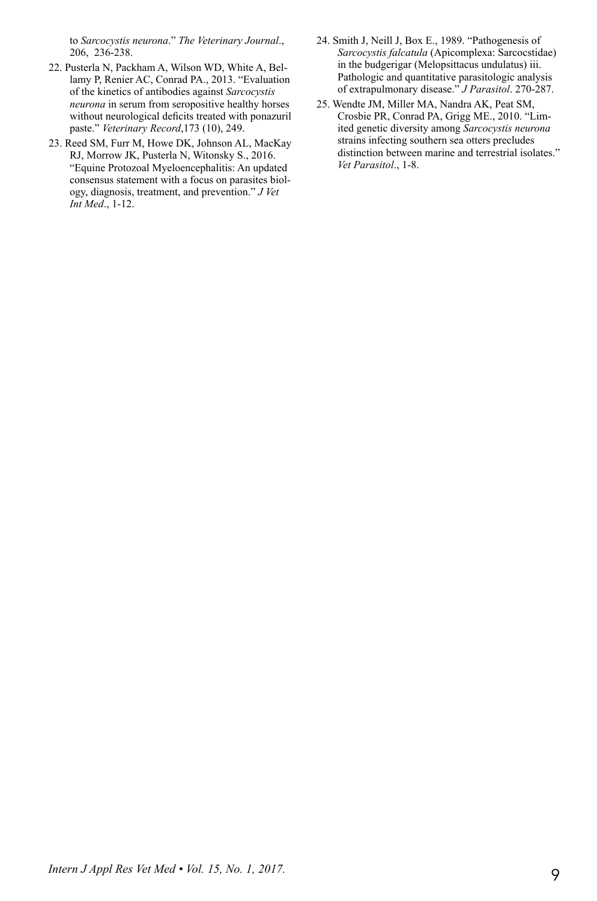to *Sarcocystis neurona*." *The Veterinary Journal*., 206, 236-238.

22. Pusterla N, Packham A, Wilson WD, White A, Bellamy P, Renier AC, Conrad PA., 2013. "Evaluation of the kinetics of antibodies against *Sarcocystis neurona* in serum from seropositive healthy horses without neurological deficits treated with ponazuril paste." *Veterinary Record*,173 (10), 249.

23. Reed SM, Furr M, Howe DK, Johnson AL, MacKay RJ, Morrow JK, Pusterla N, Witonsky S., 2016. "Equine Protozoal Myeloencephalitis: An updated consensus statement with a focus on parasites biology, diagnosis, treatment, and prevention." *J Vet Int Med*., 1-12.

24. Smith J, Neill J, Box E., 1989. "Pathogenesis of *Sarcocystis falcatula* (Apicomplexa: Sarcocstidae) in the budgerigar (Melopsittacus undulatus) iii. Pathologic and quantitative parasitologic analysis of extrapulmonary disease." *J Parasitol*. 270-287.

25. Wendte JM, Miller MA, Nandra AK, Peat SM, Crosbie PR, Conrad PA, Grigg ME., 2010. "Limited genetic diversity among *Sarcocystis neurona* strains infecting southern sea otters precludes distinction between marine and terrestrial isolates." *Vet Parasitol*., 1-8.